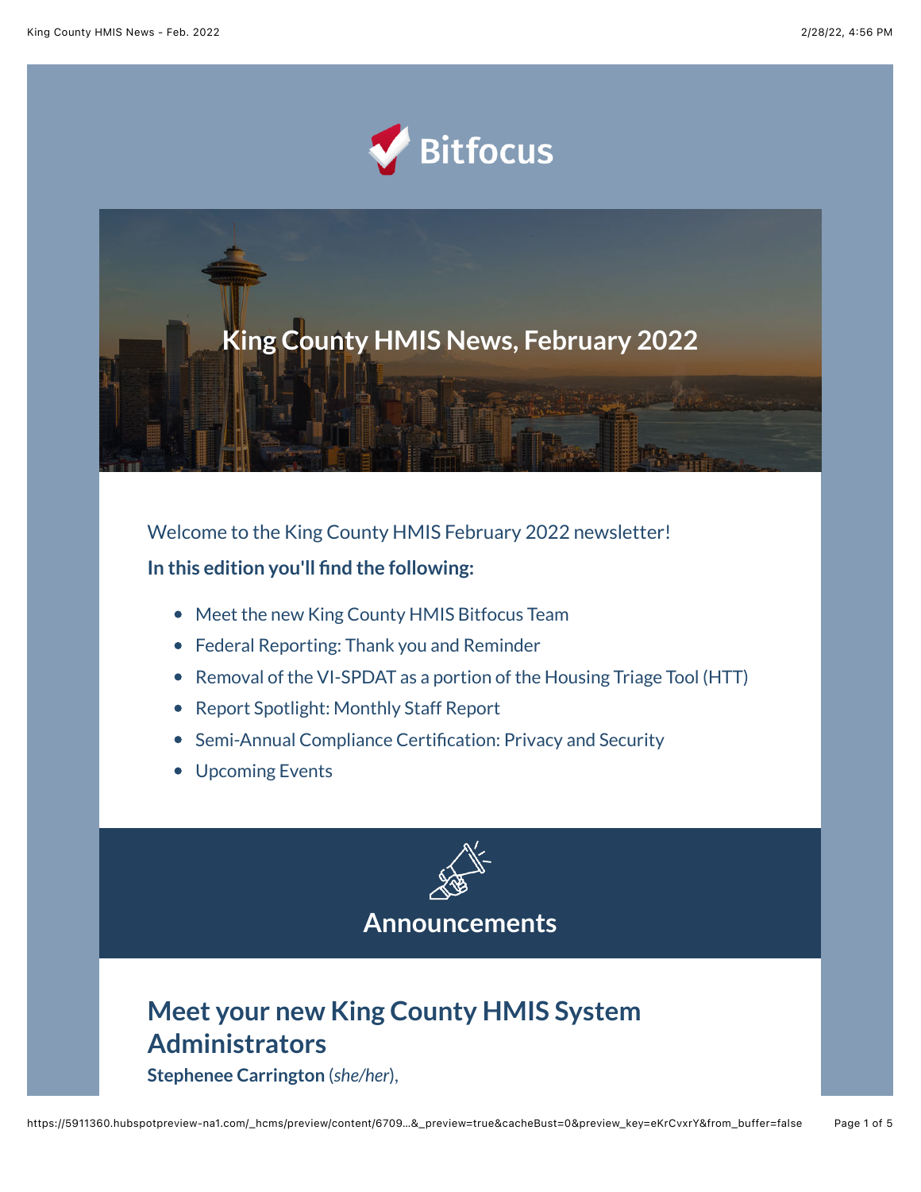Bitfocus

# King County HMIS News, February 2022

Welcome to the King County HMIS February 2022 newsletter!

**In this edition you'll find the following:**

- Meet the new King County HMIS Bitfocus Team
- Federal Reporting: Thank you and Reminder
- Removal of the VI-SPDAT as a portion of the Housing Triage Tool (HTT)
- Report Spotlight: Monthly Staff Report
- Semi-Annual Compliance Certification: Privacy and Security
- Upcoming Events

## Announcements

### Meet your new King County HMIS System Administrators

**Stephenee Carrington** (*she/her*),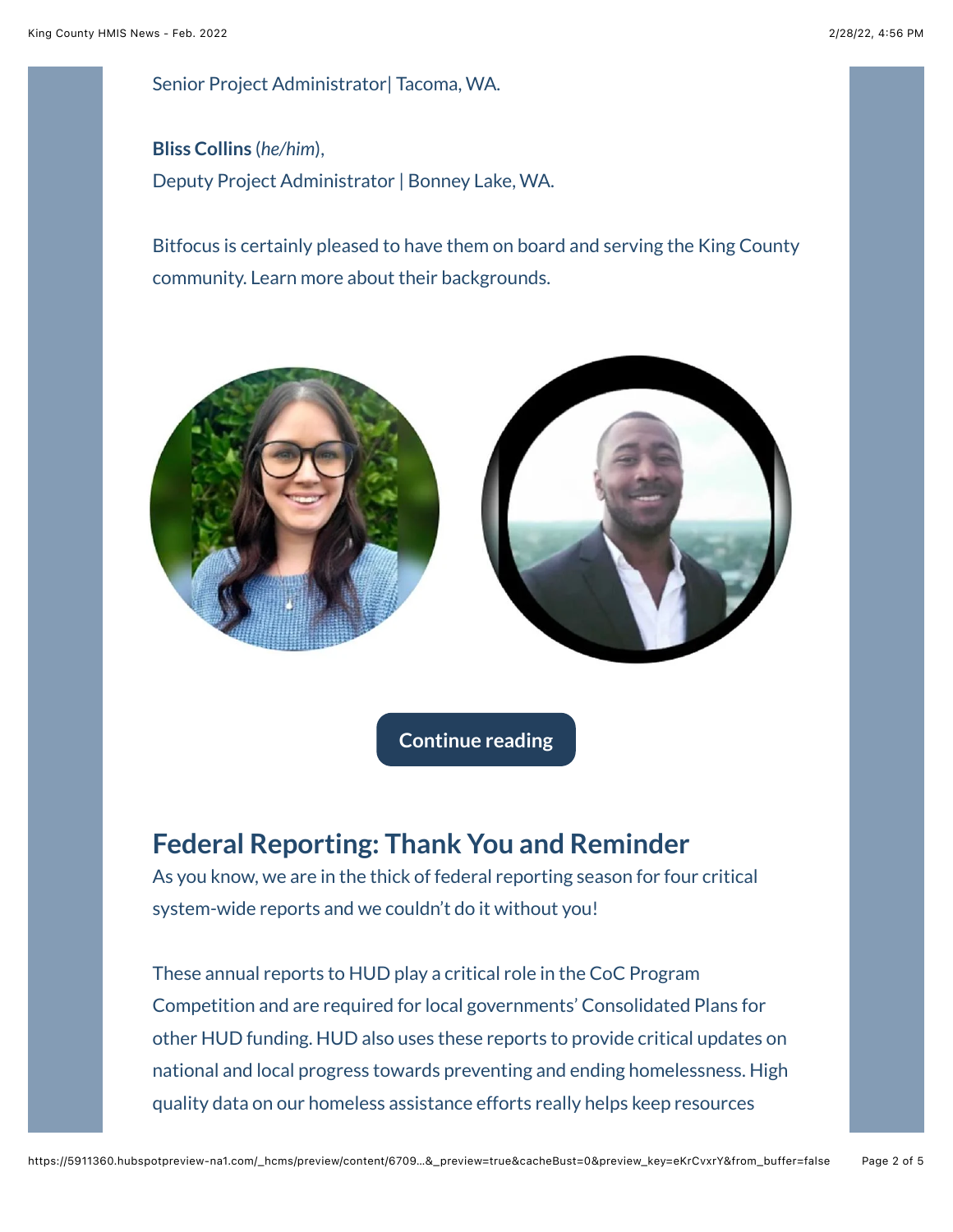Senior Project Administrator| Tacoma, WA.

**Bliss Collins** (*he/him*),
Deputy Project Administrator | Bonney Lake, WA.

Bitfocus is certainly pleased to have them on board and serving the King County community. Learn more about their backgrounds.

**Continue reading**

## Federal Reporting: Thank You and Reminder

As you know, we are in the thick of federal reporting season for four critical system-wide reports and we couldn't do it without you!

These annual reports to HUD play a critical role in the CoC Program Competition and are required for local governments' Consolidated Plans for other HUD funding. HUD also uses these reports to provide critical updates on national and local progress towards preventing and ending homelessness. High quality data on our homeless assistance efforts really helps keep resources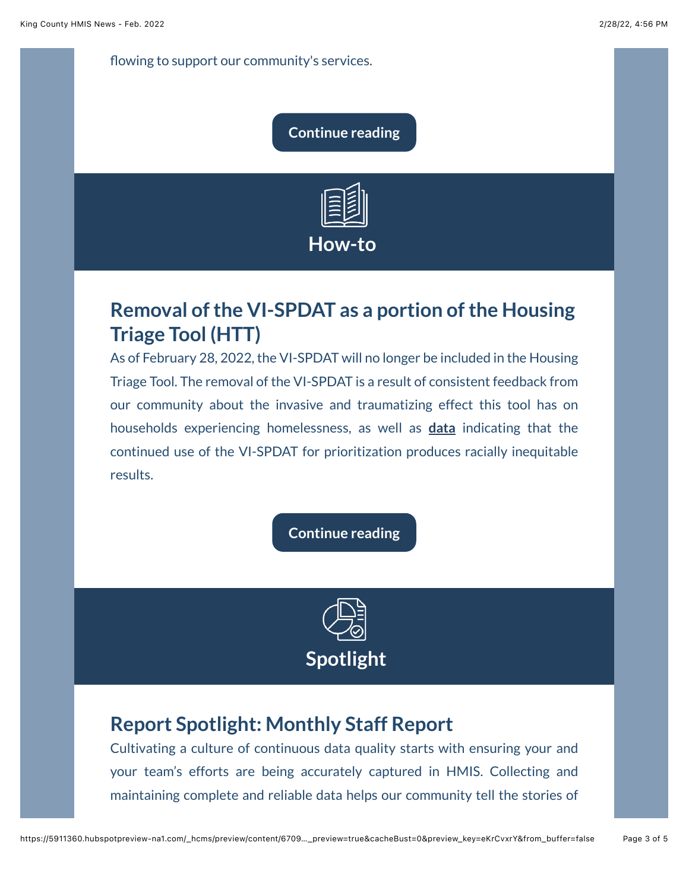flowing to support our community's services.

Continue reading

## How-to

### Removal of the VI-SPDAT as a portion of the Housing Triage Tool (HTT)

As of February 28, 2022, the VI-SPDAT will no longer be included in the Housing Triage Tool. The removal of the VI-SPDAT is a result of consistent feedback from our community about the invasive and traumatizing effect this tool has on households experiencing homelessness, as well as **data** indicating that the continued use of the VI-SPDAT for prioritization produces racially inequitable results.

Continue reading

## Spotlight

### Report Spotlight: Monthly Staff Report

Cultivating a culture of continuous data quality starts with ensuring your and your team's efforts are being accurately captured in HMIS. Collecting and maintaining complete and reliable data helps our community tell the stories of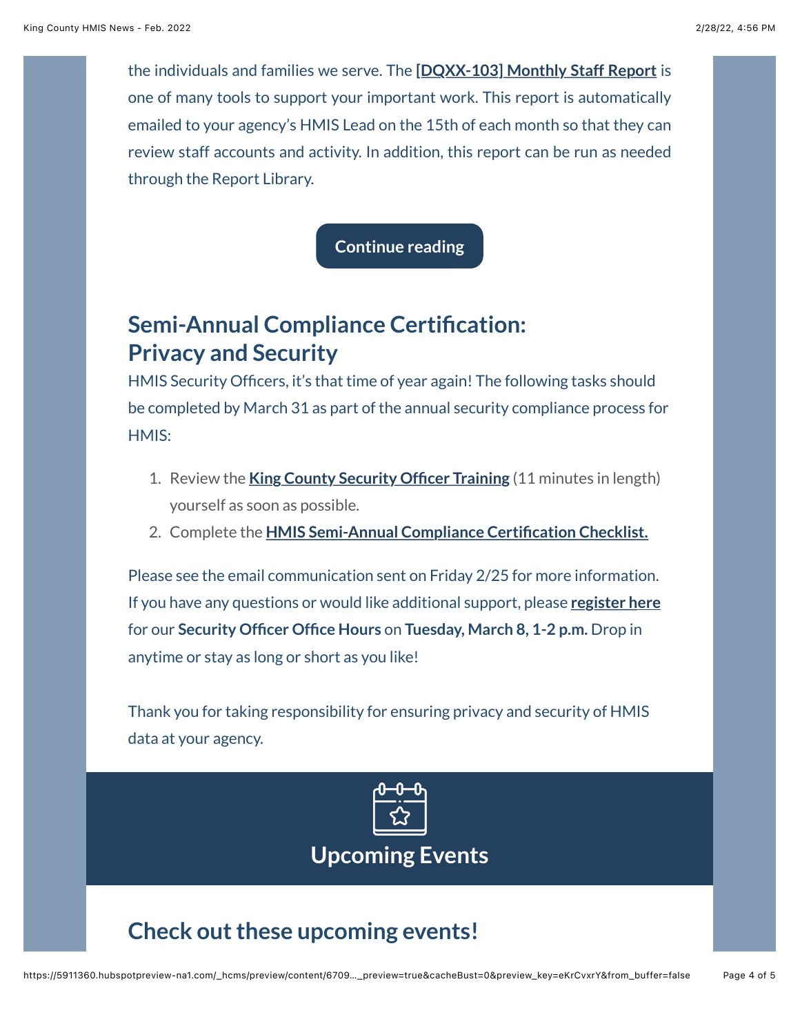the individuals and families we serve. The **[DQXX-103] Monthly Staff Report** is one of many tools to support your important work. This report is automatically emailed to your agency's HMIS Lead on the 15th of each month so that they can review staff accounts and activity. In addition, this report can be run as needed through the Report Library.

**Continue reading**

## Semi-Annual Compliance Certification: Privacy and Security

HMIS Security Officers, it's that time of year again! The following tasks should be completed by March 31 as part of the annual security compliance process for HMIS:

1. Review the **King County Security Officer Training** (11 minutes in length) yourself as soon as possible.
2. Complete the **HMIS Semi-Annual Compliance Certification Checklist.**

Please see the email communication sent on Friday 2/25 for more information. If you have any questions or would like additional support, please **register here** for our **Security Officer Office Hours** on **Tuesday, March 8, 1-2 p.m.** Drop in anytime or stay as long or short as you like!

Thank you for taking responsibility for ensuring privacy and security of HMIS data at your agency.

# Upcoming Events

## Check out these upcoming events!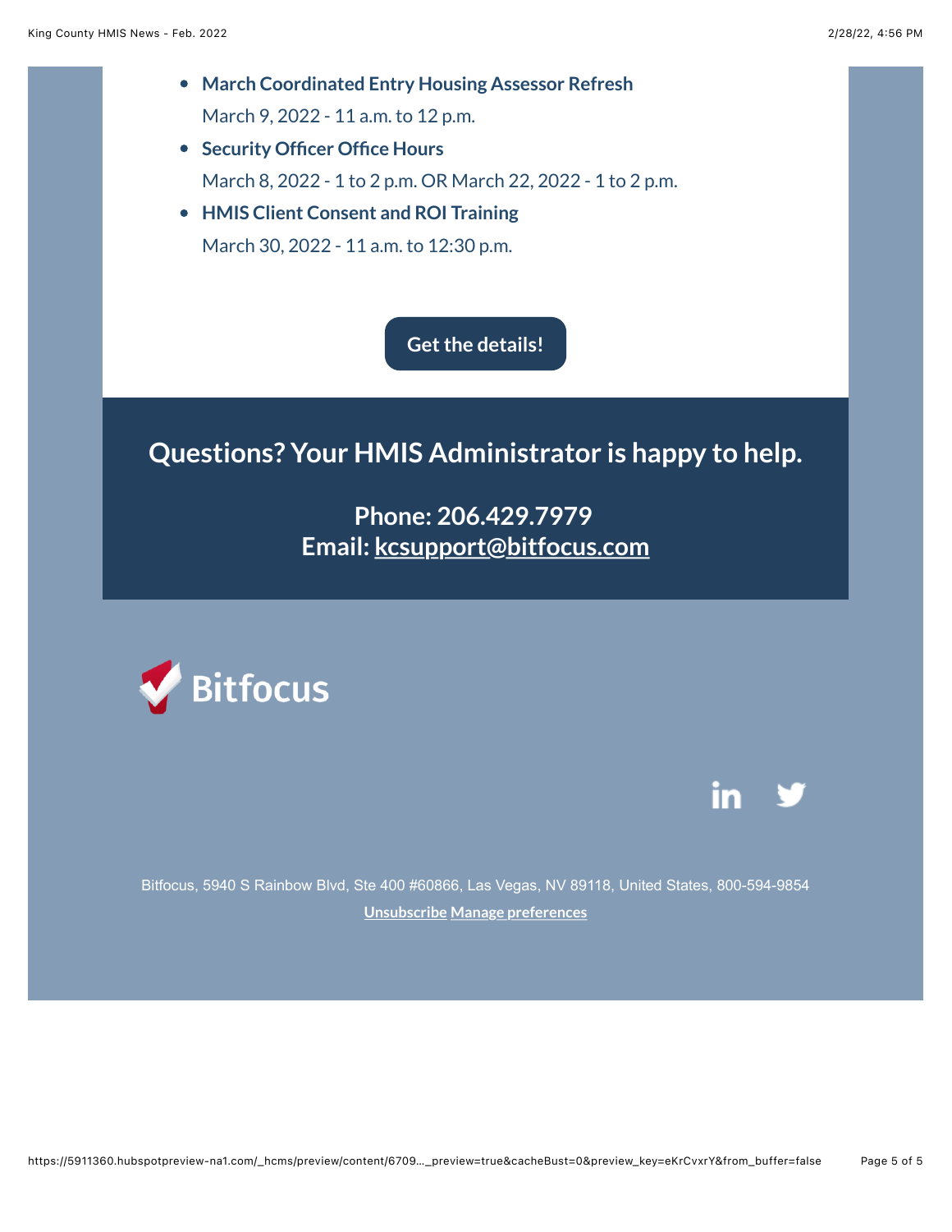- **March Coordinated Entry Housing Assessor Refresh**
  March 9, 2022 - 11 a.m. to 12 p.m.
- **Security Officer Office Hours**
  March 8, 2022 - 1 to 2 p.m. OR March 22, 2022 - 1 to 2 p.m.
- **HMIS Client Consent and ROI Training**
  March 30, 2022 - 11 a.m. to 12:30 p.m.

**Get the details!**

## Questions? Your HMIS Administrator is happy to help.

**Phone: 206.429.7979**
**Email: kcsupport@bitfocus.com**

Bitfocus

Bitfocus, 5940 S Rainbow Blvd, Ste 400 #60866, Las Vegas, NV 89118, United States, 800-594-9854

Unsubscribe Manage preferences